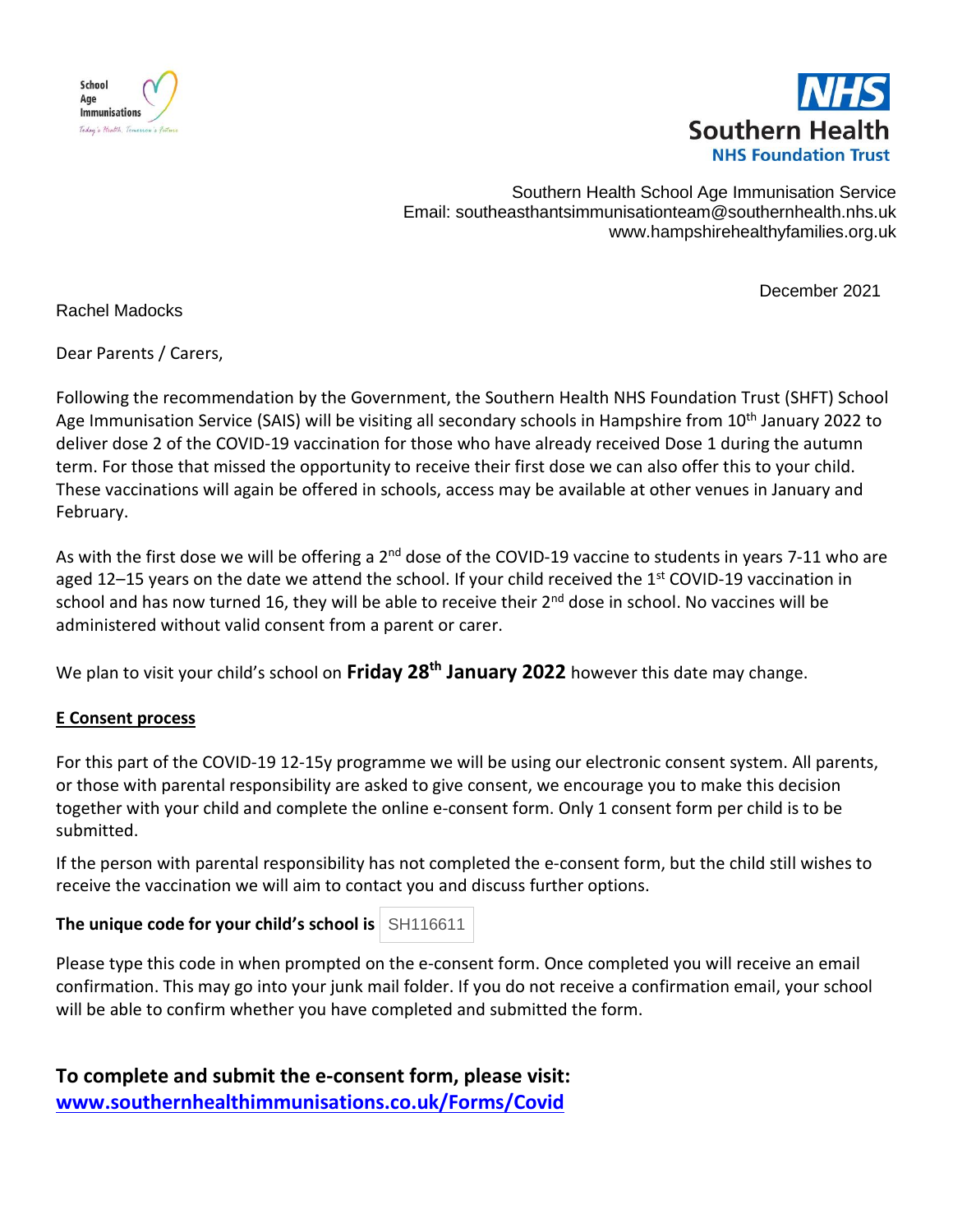School Age Immunisations
Today's Health, Tomorrow's Future

**NHS**
**Southern Health**
**NHS Foundation Trust**

Southern Health School Age Immunisation Service
Email: southeasthantsimmunisationteam@southernhealth.nhs.uk
www.hampshirehealthyfamilies.org.uk

December 2021

Rachel Madocks

Dear Parents / Carers,

Following the recommendation by the Government, the Southern Health NHS Foundation Trust (SHFT) School Age Immunisation Service (SAIS) will be visiting all secondary schools in Hampshire from 10th January 2022 to deliver dose 2 of the COVID-19 vaccination for those who have already received Dose 1 during the autumn term. For those that missed the opportunity to receive their first dose we can also offer this to your child. These vaccinations will again be offered in schools, access may be available at other venues in January and February.

As with the first dose we will be offering a 2nd dose of the COVID-19 vaccine to students in years 7-11 who are aged 12–15 years on the date we attend the school. If your child received the 1st COVID-19 vaccination in school and has now turned 16, they will be able to receive their 2nd dose in school. No vaccines will be administered without valid consent from a parent or carer.

We plan to visit your child's school on **Friday 28th January 2022** however this date may change.

**E Consent process**

For this part of the COVID-19 12-15y programme we will be using our electronic consent system. All parents, or those with parental responsibility are asked to give consent, we encourage you to make this decision together with your child and complete the online e-consent form. Only 1 consent form per child is to be submitted.

If the person with parental responsibility has not completed the e-consent form, but the child still wishes to receive the vaccination we will aim to contact you and discuss further options.

**The unique code for your child's school is** SH116611

Please type this code in when prompted on the e-consent form. Once completed you will receive an email confirmation. This may go into your junk mail folder. If you do not receive a confirmation email, your school will be able to confirm whether you have completed and submitted the form.

**To complete and submit the e-consent form, please visit:**
**www.southernhealthimmunisations.co.uk/Forms/Covid**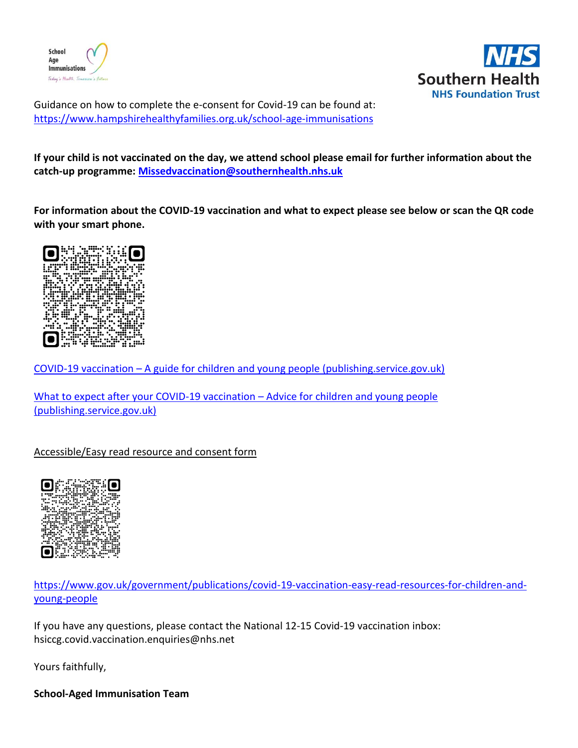Guidance on how to complete the e-consent for Covid-19 can be found at:
https://www.hampshirehealthyfamilies.org.uk/school-age-immunisations

**If your child is not vaccinated on the day, we attend school please email for further information about the catch-up programme: Missedvaccination@southernhealth.nhs.uk**

**For information about the COVID-19 vaccination and what to expect please see below or scan the QR code with your smart phone.**

COVID-19 vaccination – A guide for children and young people (publishing.service.gov.uk)

What to expect after your COVID-19 vaccination – Advice for children and young people (publishing.service.gov.uk)

Accessible/Easy read resource and consent form

https://www.gov.uk/government/publications/covid-19-vaccination-easy-read-resources-for-children-and-young-people

If you have any questions, please contact the National 12-15 Covid-19 vaccination inbox: hsiccg.covid.vaccination.enquiries@nhs.net

Yours faithfully,

**School-Aged Immunisation Team**